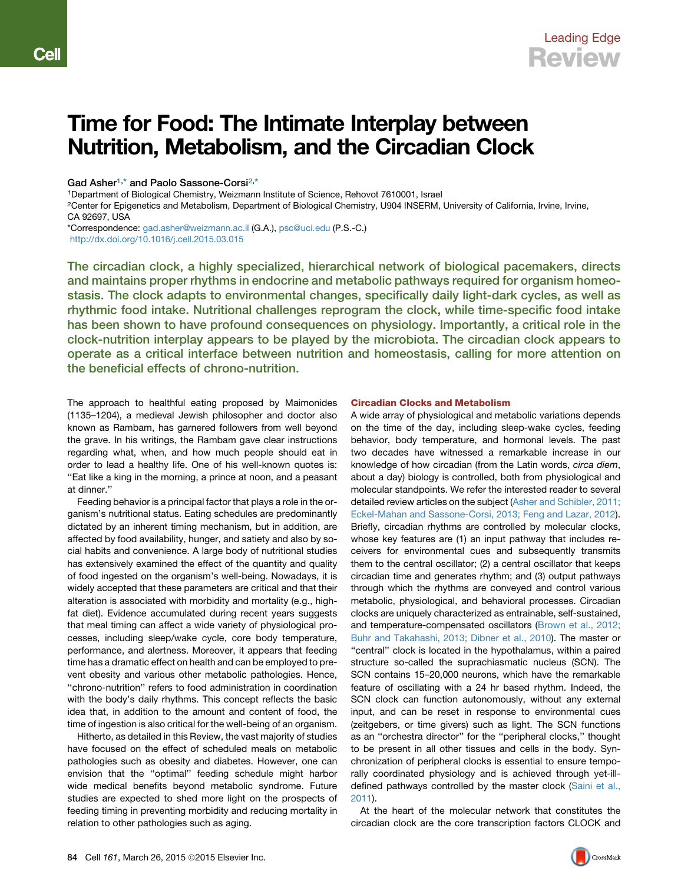# Time for Food: The Intimate Interplay between Nutrition, Metabolism, and the Circadian Clock

Gad Asher[1,*] and Paolo Sassone-Corsi[2,*]

[1]Department of Biological Chemistry, Weizmann Institute of Science, Rehovot 7610001, Israel

[2]Center for Epigenetics and Metabolism, Department of Biological Chemistry, U904 INSERM, University of California, Irvine, Irvine, CA 92697, USA

*Correspondence: gad.asher@weizmann.ac.il (G.A.), psc@uci.edu (P.S.-C.)

http://dx.doi.org/10.1016/j.cell.2015.03.015

**The circadian clock, a highly specialized, hierarchical network of biological pacemakers, directs and maintains proper rhythms in endocrine and metabolic pathways required for organism homeostasis. The clock adapts to environmental changes, specifically daily light-dark cycles, as well as rhythmic food intake. Nutritional challenges reprogram the clock, while time-specific food intake has been shown to have profound consequences on physiology. Importantly, a critical role in the clock-nutrition interplay appears to be played by the microbiota. The circadian clock appears to operate as a critical interface between nutrition and homeostasis, calling for more attention on the beneficial effects of chrono-nutrition.**

The approach to healthful eating proposed by Maimonides (1135–1204), a medieval Jewish philosopher and doctor also known as Rambam, has garnered followers from well beyond the grave. In his writings, the Rambam gave clear instructions regarding what, when, and how much people should eat in order to lead a healthy life. One of his well-known quotes is: "Eat like a king in the morning, a prince at noon, and a peasant at dinner."

Feeding behavior is a principal factor that plays a role in the organism's nutritional status. Eating schedules are predominantly dictated by an inherent timing mechanism, but in addition, are affected by food availability, hunger, and satiety and also by social habits and convenience. A large body of nutritional studies has extensively examined the effect of the quantity and quality of food ingested on the organism's well-being. Nowadays, it is widely accepted that these parameters are critical and that their alteration is associated with morbidity and mortality (e.g., high-fat diet). Evidence accumulated during recent years suggests that meal timing can affect a wide variety of physiological processes, including sleep/wake cycle, core body temperature, performance, and alertness. Moreover, it appears that feeding time has a dramatic effect on health and can be employed to prevent obesity and various other metabolic pathologies. Hence, "chrono-nutrition" refers to food administration in coordination with the body's daily rhythms. This concept reflects the basic idea that, in addition to the amount and content of food, the time of ingestion is also critical for the well-being of an organism.

Hitherto, as detailed in this Review, the vast majority of studies have focused on the effect of scheduled meals on metabolic pathologies such as obesity and diabetes. However, one can envision that the "optimal" feeding schedule might harbor wide medical benefits beyond metabolic syndrome. Future studies are expected to shed more light on the prospects of feeding timing in preventing morbidity and reducing mortality in relation to other pathologies such as aging.

## Circadian Clocks and Metabolism

A wide array of physiological and metabolic variations depends on the time of the day, including sleep-wake cycles, feeding behavior, body temperature, and hormonal levels. The past two decades have witnessed a remarkable increase in our knowledge of how circadian (from the Latin words, *circa diem*, about a day) biology is controlled, both from physiological and molecular standpoints. We refer the interested reader to several detailed review articles on the subject (Asher and Schibler, 2011; Eckel-Mahan and Sassone-Corsi, 2013; Feng and Lazar, 2012). Briefly, circadian rhythms are controlled by molecular clocks, whose key features are (1) an input pathway that includes receivers for environmental cues and subsequently transmits them to the central oscillator; (2) a central oscillator that keeps circadian time and generates rhythm; and (3) output pathways through which the rhythms are conveyed and control various metabolic, physiological, and behavioral processes. Circadian clocks are uniquely characterized as entrainable, self-sustained, and temperature-compensated oscillators (Brown et al., 2012; Buhr and Takahashi, 2013; Dibner et al., 2010). The master or "central" clock is located in the hypothalamus, within a paired structure so-called the suprachiasmatic nucleus (SCN). The SCN contains 15–20,000 neurons, which have the remarkable feature of oscillating with a 24 hr based rhythm. Indeed, the SCN clock can function autonomously, without any external input, and can be reset in response to environmental cues (zeitgebers, or time givers) such as light. The SCN functions as an "orchestra director" for the "peripheral clocks," thought to be present in all other tissues and cells in the body. Synchronization of peripheral clocks is essential to ensure temporally coordinated physiology and is achieved through yet-ill-defined pathways controlled by the master clock (Saini et al., 2011).

At the heart of the molecular network that constitutes the circadian clock are the core transcription factors CLOCK and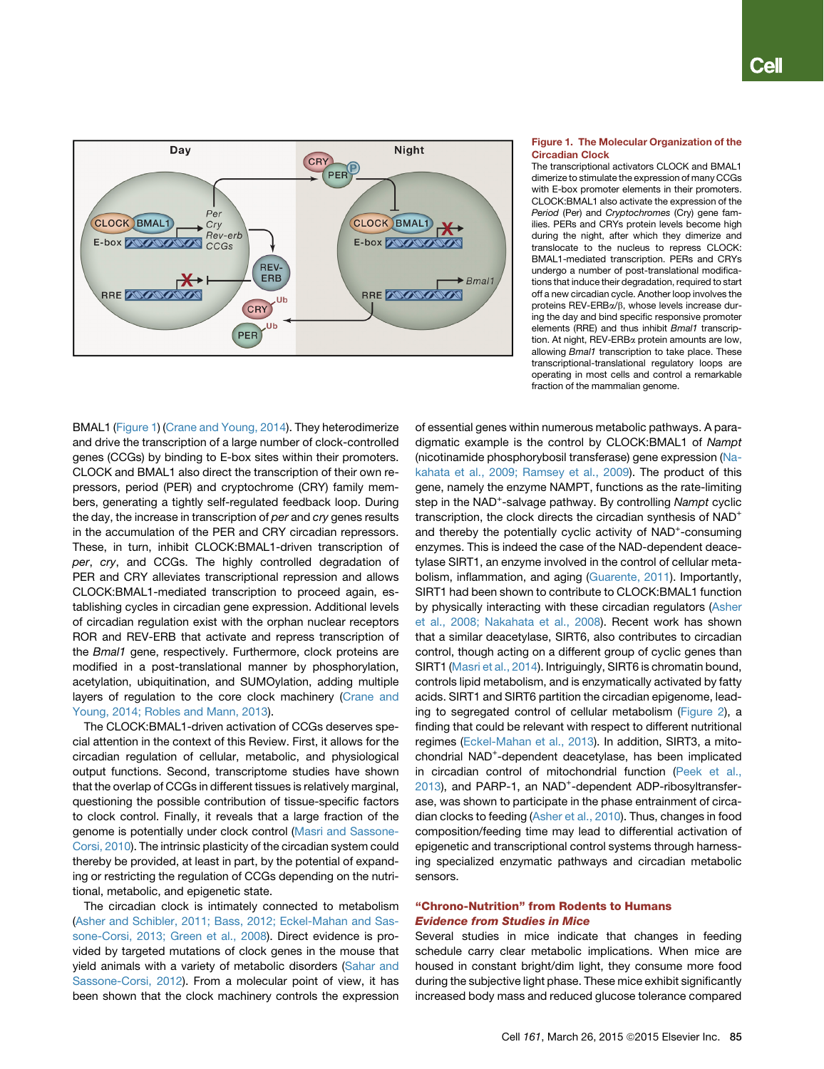Day

Night

CRY

PER

P

CLOCK

BMAL1

Per
Cry
Rev-erb
CCGs

E-box

RRE

REV-ERB

CRY

Ub

PER

Ub

CLOCK

BMAL1

E-box

RRE

Bmal1

**Figure 1. The Molecular Organization of the Circadian Clock**

The transcriptional activators CLOCK and BMAL1 dimerize to stimulate the expression of many CCGs with E-box promoter elements in their promoters. CLOCK:BMAL1 also activate the expression of the *Period* (Per) and *Cryptochromes* (Cry) gene families. PERs and CRYs protein levels become high during the night, after which they dimerize and translocate to the nucleus to repress CLOCK: BMAL1-mediated transcription. PERs and CRYs undergo a number of post-translational modifications that induce their degradation, required to start off a new circadian cycle. Another loop involves the proteins REV-ERBα/β, whose levels increase during the day and bind specific responsive promoter elements (RRE) and thus inhibit *Bmal1* transcription. At night, REV-ERBα protein amounts are low, allowing *Bmal1* transcription to take place. These transcriptional-translational regulatory loops are operating in most cells and control a remarkable fraction of the mammalian genome.

BMAL1 (Figure 1) (Crane and Young, 2014). They heterodimerize and drive the transcription of a large number of clock-controlled genes (CCGs) by binding to E-box sites within their promoters. CLOCK and BMAL1 also direct the transcription of their own repressors, period (PER) and cryptochrome (CRY) family members, generating a tightly self-regulated feedback loop. During the day, the increase in transcription of *per* and *cry* genes results in the accumulation of the PER and CRY circadian repressors. These, in turn, inhibit CLOCK:BMAL1-driven transcription of *per*, *cry*, and CCGs. The highly controlled degradation of PER and CRY alleviates transcriptional repression and allows CLOCK:BMAL1-mediated transcription to proceed again, establishing cycles in circadian gene expression. Additional levels of circadian regulation exist with the orphan nuclear receptors ROR and REV-ERB that activate and repress transcription of the *Bmal1* gene, respectively. Furthermore, clock proteins are modified in a post-translational manner by phosphorylation, acetylation, ubiquitination, and SUMOylation, adding multiple layers of regulation to the core clock machinery (Crane and Young, 2014; Robles and Mann, 2013).

The CLOCK:BMAL1-driven activation of CCGs deserves special attention in the context of this Review. First, it allows for the circadian regulation of cellular, metabolic, and physiological output functions. Second, transcriptome studies have shown that the overlap of CCGs in different tissues is relatively marginal, questioning the possible contribution of tissue-specific factors to clock control. Finally, it reveals that a large fraction of the genome is potentially under clock control (Masri and Sassone-Corsi, 2010). The intrinsic plasticity of the circadian system could thereby be provided, at least in part, by the potential of expanding or restricting the regulation of CCGs depending on the nutritional, metabolic, and epigenetic state.

The circadian clock is intimately connected to metabolism (Asher and Schibler, 2011; Bass, 2012; Eckel-Mahan and Sassone-Corsi, 2013; Green et al., 2008). Direct evidence is provided by targeted mutations of clock genes in the mouse that yield animals with a variety of metabolic disorders (Sahar and Sassone-Corsi, 2012). From a molecular point of view, it has been shown that the clock machinery controls the expression of essential genes within numerous metabolic pathways. A paradigmatic example is the control by CLOCK:BMAL1 of *Nampt* (nicotinamide phosphorybosil transferase) gene expression (Nakahata et al., 2009; Ramsey et al., 2009). The product of this gene, namely the enzyme NAMPT, functions as the rate-limiting step in the $NAD^+$-salvage pathway. By controlling *Nampt* cyclic transcription, the clock directs the circadian synthesis of $NAD^+$ and thereby the potentially cyclic activity of $NAD^+$-consuming enzymes. This is indeed the case of the NAD-dependent deacetylase SIRT1, an enzyme involved in the control of cellular metabolism, inflammation, and aging (Guarente, 2011). Importantly, SIRT1 had been shown to contribute to CLOCK:BMAL1 function by physically interacting with these circadian regulators (Asher et al., 2008; Nakahata et al., 2008). Recent work has shown that a similar deacetylase, SIRT6, also contributes to circadian control, though acting on a different group of cyclic genes than SIRT1 (Masri et al., 2014). Intriguingly, SIRT6 is chromatin bound, controls lipid metabolism, and is enzymatically activated by fatty acids. SIRT1 and SIRT6 partition the circadian epigenome, leading to segregated control of cellular metabolism (Figure 2), a finding that could be relevant with respect to different nutritional regimes (Eckel-Mahan et al., 2013). In addition, SIRT3, a mitochondrial $NAD^+$-dependent deacetylase, has been implicated in circadian control of mitochondrial function (Peek et al., 2013), and PARP-1, an $NAD^+$-dependent ADP-ribosyltransferase, was shown to participate in the phase entrainment of circadian clocks to feeding (Asher et al., 2010). Thus, changes in food composition/feeding time may lead to differential activation of epigenetic and transcriptional control systems through harnessing specialized enzymatic pathways and circadian metabolic sensors.

## "Chrono-Nutrition" from Rodents to Humans

### *Evidence from Studies in Mice*

Several studies in mice indicate that changes in feeding schedule carry clear metabolic implications. When mice are housed in constant bright/dim light, they consume more food during the subjective light phase. These mice exhibit significantly increased body mass and reduced glucose tolerance compared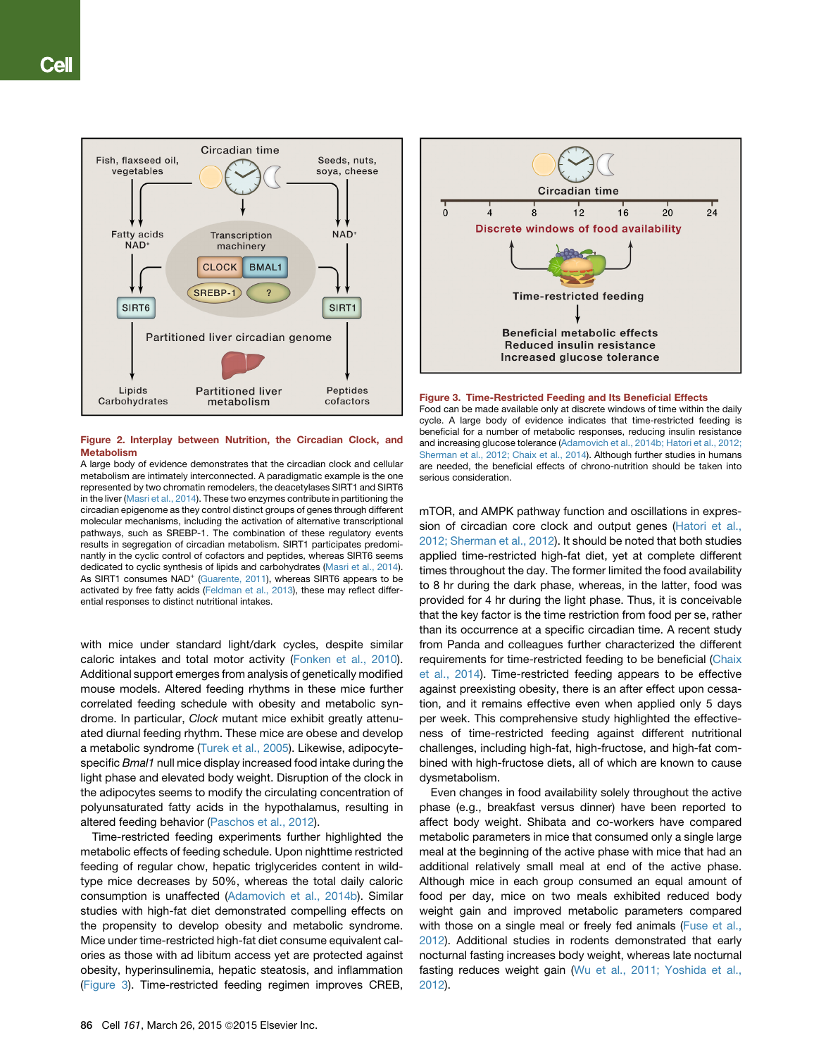**Figure 2. Interplay between Nutrition, the Circadian Clock, and Metabolism**

A large body of evidence demonstrates that the circadian clock and cellular metabolism are intimately interconnected. A paradigmatic example is the one represented by two chromatin remodelers, the deacetylases SIRT1 and SIRT6 in the liver (Masri et al., 2014). These two enzymes contribute in partitioning the circadian epigenome as they control distinct groups of genes through different molecular mechanisms, including the activation of alternative transcriptional pathways, such as SREBP-1. The combination of these regulatory events results in segregation of circadian metabolism. SIRT1 participates predominantly in the cyclic control of cofactors and peptides, whereas SIRT6 seems dedicated to cyclic synthesis of lipids and carbohydrates (Masri et al., 2014). As SIRT1 consumes $NAD^+$ (Guarente, 2011), whereas SIRT6 appears to be activated by free fatty acids (Feldman et al., 2013), these may reflect differential responses to distinct nutritional intakes.

**Figure 3. Time-Restricted Feeding and Its Beneficial Effects**

Food can be made available only at discrete windows of time within the daily cycle. A large body of evidence indicates that time-restricted feeding is beneficial for a number of metabolic responses, reducing insulin resistance and increasing glucose tolerance (Adamovich et al., 2014b; Hatori et al., 2012; Sherman et al., 2012; Chaix et al., 2014). Although further studies in humans are needed, the beneficial effects of chrono-nutrition should be taken into serious consideration.

with mice under standard light/dark cycles, despite similar caloric intakes and total motor activity (Fonken et al., 2010). Additional support emerges from analysis of genetically modified mouse models. Altered feeding rhythms in these mice further correlated feeding schedule with obesity and metabolic syndrome. In particular, *Clock* mutant mice exhibit greatly attenuated diurnal feeding rhythm. These mice are obese and develop a metabolic syndrome (Turek et al., 2005). Likewise, adipocyte-specific *Bmal1* null mice display increased food intake during the light phase and elevated body weight. Disruption of the clock in the adipocytes seems to modify the circulating concentration of polyunsaturated fatty acids in the hypothalamus, resulting in altered feeding behavior (Paschos et al., 2012).

Time-restricted feeding experiments further highlighted the metabolic effects of feeding schedule. Upon nighttime restricted feeding of regular chow, hepatic triglycerides content in wild-type mice decreases by 50%, whereas the total daily caloric consumption is unaffected (Adamovich et al., 2014b). Similar studies with high-fat diet demonstrated compelling effects on the propensity to develop obesity and metabolic syndrome. Mice under time-restricted high-fat diet consume equivalent calories as those with ad libitum access yet are protected against obesity, hyperinsulinemia, hepatic steatosis, and inflammation (Figure 3). Time-restricted feeding regimen improves CREB, mTOR, and AMPK pathway function and oscillations in expression of circadian core clock and output genes (Hatori et al., 2012; Sherman et al., 2012). It should be noted that both studies applied time-restricted high-fat diet, yet at complete different times throughout the day. The former limited the food availability to 8 hr during the dark phase, whereas, in the latter, food was provided for 4 hr during the light phase. Thus, it is conceivable that the key factor is the time restriction from food per se, rather than its occurrence at a specific circadian time. A recent study from Panda and colleagues further characterized the different requirements for time-restricted feeding to be beneficial (Chaix et al., 2014). Time-restricted feeding appears to be effective against preexisting obesity, there is an after effect upon cessation, and it remains effective even when applied only 5 days per week. This comprehensive study highlighted the effectiveness of time-restricted feeding against different nutritional challenges, including high-fat, high-fructose, and high-fat combined with high-fructose diets, all of which are known to cause dysmetabolism.

Even changes in food availability solely throughout the active phase (e.g., breakfast versus dinner) have been reported to affect body weight. Shibata and co-workers have compared metabolic parameters in mice that consumed only a single large meal at the beginning of the active phase with mice that had an additional relatively small meal at end of the active phase. Although mice in each group consumed an equal amount of food per day, mice on two meals exhibited reduced body weight gain and improved metabolic parameters compared with those on a single meal or freely fed animals (Fuse et al., 2012). Additional studies in rodents demonstrated that early nocturnal fasting increases body weight, whereas late nocturnal fasting reduces weight gain (Wu et al., 2011; Yoshida et al., 2012).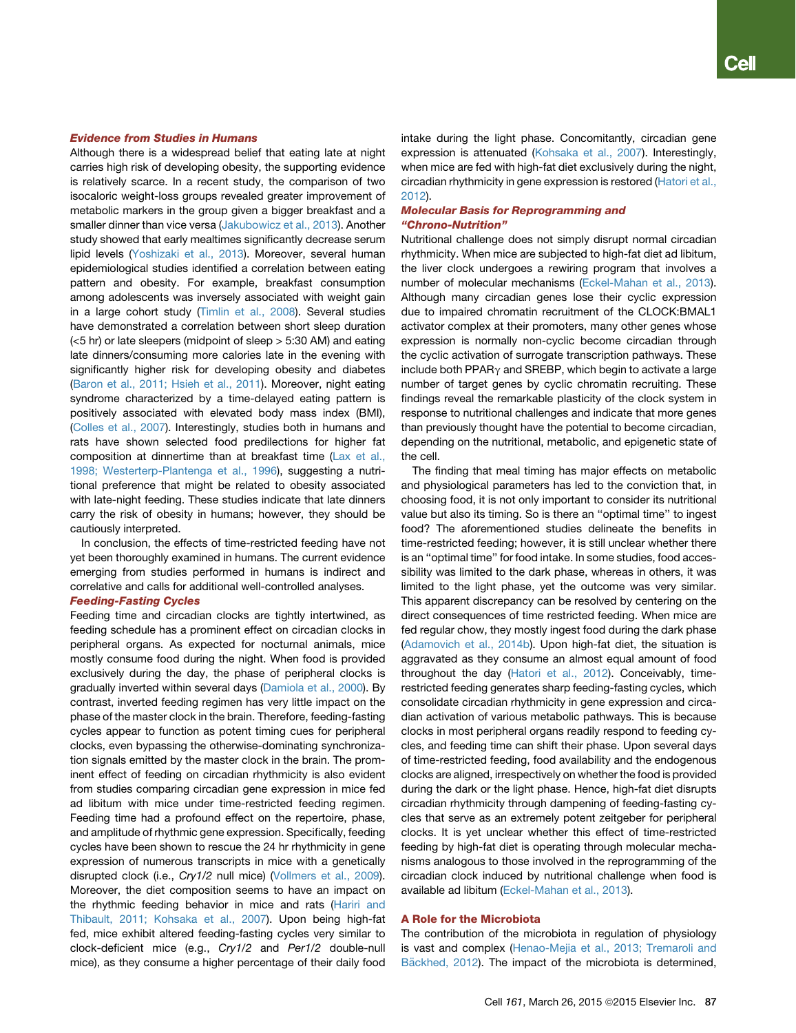### *Evidence from Studies in Humans*

Although there is a widespread belief that eating late at night carries high risk of developing obesity, the supporting evidence is relatively scarce. In a recent study, the comparison of two isocaloric weight-loss groups revealed greater improvement of metabolic markers in the group given a bigger breakfast and a smaller dinner than vice versa (Jakubowicz et al., 2013). Another study showed that early mealtimes significantly decrease serum lipid levels (Yoshizaki et al., 2013). Moreover, several human epidemiological studies identified a correlation between eating pattern and obesity. For example, breakfast consumption among adolescents was inversely associated with weight gain in a large cohort study (Timlin et al., 2008). Several studies have demonstrated a correlation between short sleep duration (<5 hr) or late sleepers (midpoint of sleep > 5:30 AM) and eating late dinners/consuming more calories late in the evening with significantly higher risk for developing obesity and diabetes (Baron et al., 2011; Hsieh et al., 2011). Moreover, night eating syndrome characterized by a time-delayed eating pattern is positively associated with elevated body mass index (BMI), (Colles et al., 2007). Interestingly, studies both in humans and rats have shown selected food predilections for higher fat composition at dinnertime than at breakfast time (Lax et al., 1998; Westerterp-Plantenga et al., 1996), suggesting a nutritional preference that might be related to obesity associated with late-night feeding. These studies indicate that late dinners carry the risk of obesity in humans; however, they should be cautiously interpreted.

In conclusion, the effects of time-restricted feeding have not yet been thoroughly examined in humans. The current evidence emerging from studies performed in humans is indirect and correlative and calls for additional well-controlled analyses.

### *Feeding-Fasting Cycles*

Feeding time and circadian clocks are tightly intertwined, as feeding schedule has a prominent effect on circadian clocks in peripheral organs. As expected for nocturnal animals, mice mostly consume food during the night. When food is provided exclusively during the day, the phase of peripheral clocks is gradually inverted within several days (Damiola et al., 2000). By contrast, inverted feeding regimen has very little impact on the phase of the master clock in the brain. Therefore, feeding-fasting cycles appear to function as potent timing cues for peripheral clocks, even bypassing the otherwise-dominating synchronization signals emitted by the master clock in the brain. The prominent effect of feeding on circadian rhythmicity is also evident from studies comparing circadian gene expression in mice fed ad libitum with mice under time-restricted feeding regimen. Feeding time had a profound effect on the repertoire, phase, and amplitude of rhythmic gene expression. Specifically, feeding cycles have been shown to rescue the 24 hr rhythmicity in gene expression of numerous transcripts in mice with a genetically disrupted clock (i.e., *Cry1/2* null mice) (Vollmers et al., 2009). Moreover, the diet composition seems to have an impact on the rhythmic feeding behavior in mice and rats (Hariri and Thibault, 2011; Kohsaka et al., 2007). Upon being high-fat fed, mice exhibit altered feeding-fasting cycles very similar to clock-deficient mice (e.g., *Cry1/2* and *Per1/2* double-null mice), as they consume a higher percentage of their daily food intake during the light phase. Concomitantly, circadian gene expression is attenuated (Kohsaka et al., 2007). Interestingly, when mice are fed with high-fat diet exclusively during the night, circadian rhythmicity in gene expression is restored (Hatori et al., 2012).

### *Molecular Basis for Reprogramming and "Chrono-Nutrition"*

Nutritional challenge does not simply disrupt normal circadian rhythmicity. When mice are subjected to high-fat diet ad libitum, the liver clock undergoes a rewiring program that involves a number of molecular mechanisms (Eckel-Mahan et al., 2013). Although many circadian genes lose their cyclic expression due to impaired chromatin recruitment of the CLOCK:BMAL1 activator complex at their promoters, many other genes whose expression is normally non-cyclic become circadian through the cyclic activation of surrogate transcription pathways. These include both PPAR$\gamma$ and SREBP, which begin to activate a large number of target genes by cyclic chromatin recruiting. These findings reveal the remarkable plasticity of the clock system in response to nutritional challenges and indicate that more genes than previously thought have the potential to become circadian, depending on the nutritional, metabolic, and epigenetic state of the cell.

The finding that meal timing has major effects on metabolic and physiological parameters has led to the conviction that, in choosing food, it is not only important to consider its nutritional value but also its timing. So is there an "optimal time" to ingest food? The aforementioned studies delineate the benefits in time-restricted feeding; however, it is still unclear whether there is an "optimal time" for food intake. In some studies, food accessibility was limited to the dark phase, whereas in others, it was limited to the light phase, yet the outcome was very similar. This apparent discrepancy can be resolved by centering on the direct consequences of time restricted feeding. When mice are fed regular chow, they mostly ingest food during the dark phase (Adamovich et al., 2014b). Upon high-fat diet, the situation is aggravated as they consume an almost equal amount of food throughout the day (Hatori et al., 2012). Conceivably, time-restricted feeding generates sharp feeding-fasting cycles, which consolidate circadian rhythmicity in gene expression and circadian activation of various metabolic pathways. This is because clocks in most peripheral organs readily respond to feeding cycles, and feeding time can shift their phase. Upon several days of time-restricted feeding, food availability and the endogenous clocks are aligned, irrespectively on whether the food is provided during the dark or the light phase. Hence, high-fat diet disrupts circadian rhythmicity through dampening of feeding-fasting cycles that serve as an extremely potent zeitgeber for peripheral clocks. It is yet unclear whether this effect of time-restricted feeding by high-fat diet is operating through molecular mechanisms analogous to those involved in the reprogramming of the circadian clock induced by nutritional challenge when food is available ad libitum (Eckel-Mahan et al., 2013).

## A Role for the Microbiota

The contribution of the microbiota in regulation of physiology is vast and complex (Henao-Mejia et al., 2013; Tremaroli and Bäckhed, 2012). The impact of the microbiota is determined,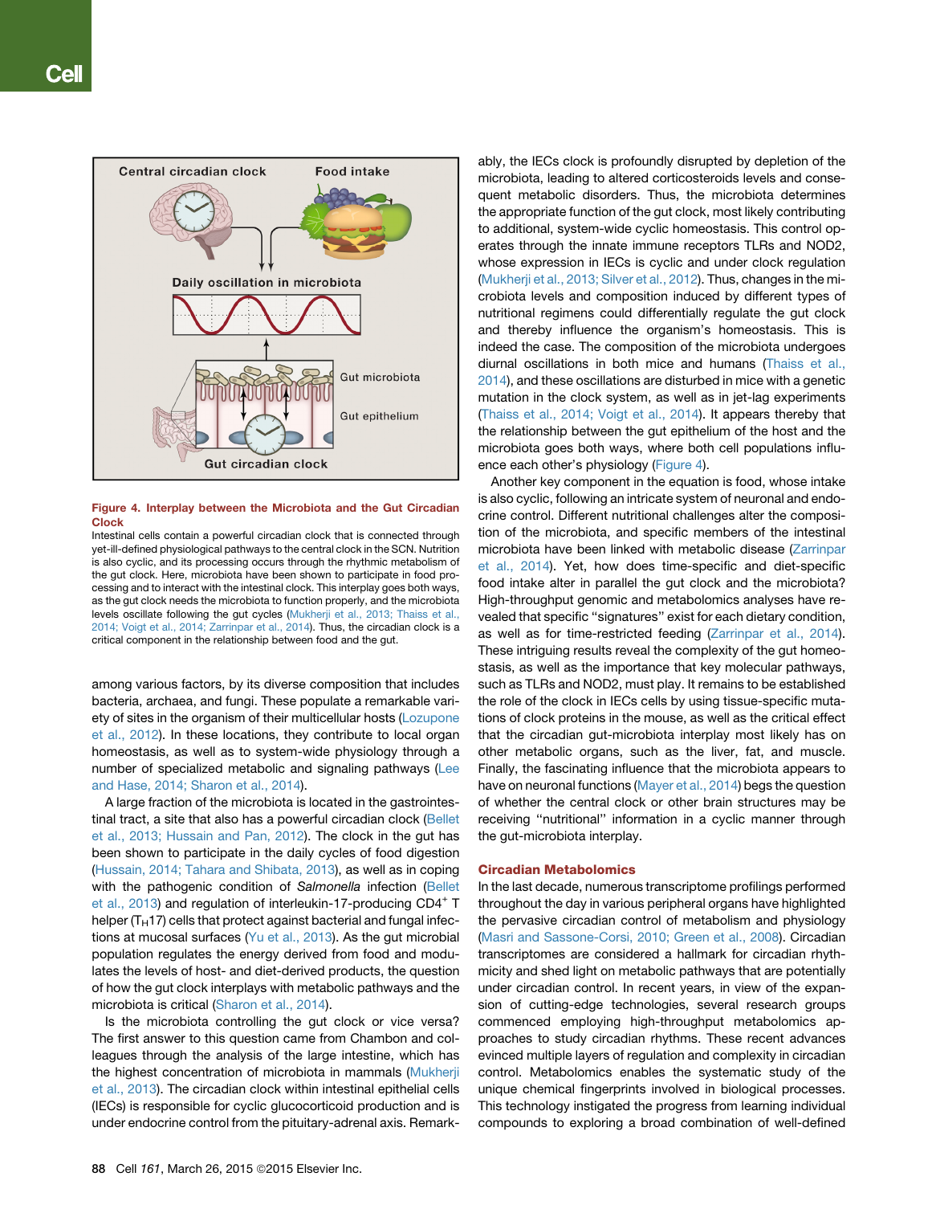**Figure 4. Interplay between the Microbiota and the Gut Circadian Clock**

Intestinal cells contain a powerful circadian clock that is connected through yet-ill-defined physiological pathways to the central clock in the SCN. Nutrition is also cyclic, and its processing occurs through the rhythmic metabolism of the gut clock. Here, microbiota have been shown to participate in food processing and to interact with the intestinal clock. This interplay goes both ways, as the gut clock needs the microbiota to function properly, and the microbiota levels oscillate following the gut cycles (Mukherji et al., 2013; Thaiss et al., 2014; Voigt et al., 2014; Zarrinpar et al., 2014). Thus, the circadian clock is a critical component in the relationship between food and the gut.

among various factors, by its diverse composition that includes bacteria, archaea, and fungi. These populate a remarkable variety of sites in the organism of their multicellular hosts (Lozupone et al., 2012). In these locations, they contribute to local organ homeostasis, as well as to system-wide physiology through a number of specialized metabolic and signaling pathways (Lee and Hase, 2014; Sharon et al., 2014).

A large fraction of the microbiota is located in the gastrointestinal tract, a site that also has a powerful circadian clock (Bellet et al., 2013; Hussain and Pan, 2012). The clock in the gut has been shown to participate in the daily cycles of food digestion (Hussain, 2014; Tahara and Shibata, 2013), as well as in coping with the pathogenic condition of *Salmonella* infection (Bellet et al., 2013) and regulation of interleukin-17-producing CD4[+] T helper ($T_H17$) cells that protect against bacterial and fungal infections at mucosal surfaces (Yu et al., 2013). As the gut microbial population regulates the energy derived from food and modulates the levels of host- and diet-derived products, the question of how the gut clock interplays with metabolic pathways and the microbiota is critical (Sharon et al., 2014).

Is the microbiota controlling the gut clock or vice versa? The first answer to this question came from Chambon and colleagues through the analysis of the large intestine, which has the highest concentration of microbiota in mammals (Mukherji et al., 2013). The circadian clock within intestinal epithelial cells (IECs) is responsible for cyclic glucocorticoid production and is under endocrine control from the pituitary-adrenal axis. Remarkably, the IECs clock is profoundly disrupted by depletion of the microbiota, leading to altered corticosteroids levels and consequent metabolic disorders. Thus, the microbiota determines the appropriate function of the gut clock, most likely contributing to additional, system-wide cyclic homeostasis. This control operates through the innate immune receptors TLRs and NOD2, whose expression in IECs is cyclic and under clock regulation (Mukherji et al., 2013; Silver et al., 2012). Thus, changes in the microbiota levels and composition induced by different types of nutritional regimens could differentially regulate the gut clock and thereby influence the organism's homeostasis. This is indeed the case. The composition of the microbiota undergoes diurnal oscillations in both mice and humans (Thaiss et al., 2014), and these oscillations are disturbed in mice with a genetic mutation in the clock system, as well as in jet-lag experiments (Thaiss et al., 2014; Voigt et al., 2014). It appears thereby that the relationship between the gut epithelium of the host and the microbiota goes both ways, where both cell populations influence each other's physiology (Figure 4).

Another key component in the equation is food, whose intake is also cyclic, following an intricate system of neuronal and endocrine control. Different nutritional challenges alter the composition of the microbiota, and specific members of the intestinal microbiota have been linked with metabolic disease (Zarrinpar et al., 2014). Yet, how does time-specific and diet-specific food intake alter in parallel the gut clock and the microbiota? High-throughput genomic and metabolomics analyses have revealed that specific "signatures" exist for each dietary condition, as well as for time-restricted feeding (Zarrinpar et al., 2014). These intriguing results reveal the complexity of the gut homeostasis, as well as the importance that key molecular pathways, such as TLRs and NOD2, must play. It remains to be established the role of the clock in IECs cells by using tissue-specific mutations of clock proteins in the mouse, as well as the critical effect that the circadian gut-microbiota interplay most likely has on other metabolic organs, such as the liver, fat, and muscle. Finally, the fascinating influence that the microbiota appears to have on neuronal functions (Mayer et al., 2014) begs the question of whether the central clock or other brain structures may be receiving "nutritional" information in a cyclic manner through the gut-microbiota interplay.

## Circadian Metabolomics

In the last decade, numerous transcriptome profilings performed throughout the day in various peripheral organs have highlighted the pervasive circadian control of metabolism and physiology (Masri and Sassone-Corsi, 2010; Green et al., 2008). Circadian transcriptomes are considered a hallmark for circadian rhythmicity and shed light on metabolic pathways that are potentially under circadian control. In recent years, in view of the expansion of cutting-edge technologies, several research groups commenced employing high-throughput metabolomics approaches to study circadian rhythms. These recent advances evinced multiple layers of regulation and complexity in circadian control. Metabolomics enables the systematic study of the unique chemical fingerprints involved in biological processes. This technology instigated the progress from learning individual compounds to exploring a broad combination of well-defined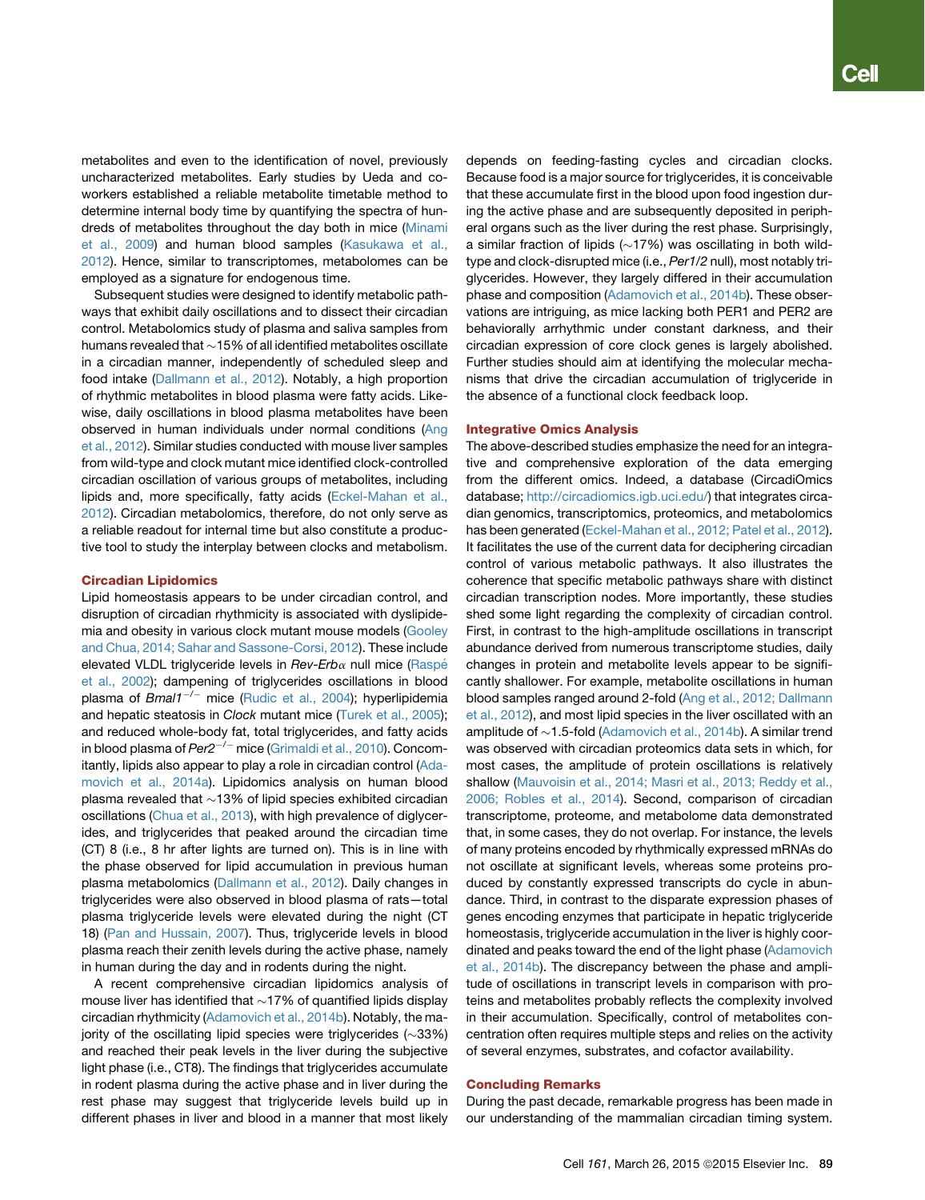metabolites and even to the identification of novel, previously uncharacterized metabolites. Early studies by Ueda and coworkers established a reliable metabolite timetable method to determine internal body time by quantifying the spectra of hundreds of metabolites throughout the day both in mice (Minami et al., 2009) and human blood samples (Kasukawa et al., 2012). Hence, similar to transcriptomes, metabolomes can be employed as a signature for endogenous time.

Subsequent studies were designed to identify metabolic pathways that exhibit daily oscillations and to dissect their circadian control. Metabolomics study of plasma and saliva samples from humans revealed that ~15% of all identified metabolites oscillate in a circadian manner, independently of scheduled sleep and food intake (Dallmann et al., 2012). Notably, a high proportion of rhythmic metabolites in blood plasma were fatty acids. Likewise, daily oscillations in blood plasma metabolites have been observed in human individuals under normal conditions (Ang et al., 2012). Similar studies conducted with mouse liver samples from wild-type and clock mutant mice identified clock-controlled circadian oscillation of various groups of metabolites, including lipids and, more specifically, fatty acids (Eckel-Mahan et al., 2012). Circadian metabolomics, therefore, do not only serve as a reliable readout for internal time but also constitute a productive tool to study the interplay between clocks and metabolism.

## Circadian Lipidomics

Lipid homeostasis appears to be under circadian control, and disruption of circadian rhythmicity is associated with dyslipidemia and obesity in various clock mutant mouse models (Gooley and Chua, 2014; Sahar and Sassone-Corsi, 2012). These include elevated VLDL triglyceride levels in *Rev-Erbα* null mice (Raspé et al., 2002); dampening of triglycerides oscillations in blood plasma of *Bmal1*$^{-/-}$ mice (Rudic et al., 2004); hyperlipidemia and hepatic steatosis in *Clock* mutant mice (Turek et al., 2005); and reduced whole-body fat, total triglycerides, and fatty acids in blood plasma of *Per2*$^{-/-}$ mice (Grimaldi et al., 2010). Concomitantly, lipids also appear to play a role in circadian control (Adamovich et al., 2014a). Lipidomics analysis on human blood plasma revealed that ~13% of lipid species exhibited circadian oscillations (Chua et al., 2013), with high prevalence of diglycerides, and triglycerides that peaked around the circadian time (CT) 8 (i.e., 8 hr after lights are turned on). This is in line with the phase observed for lipid accumulation in previous human plasma metabolomics (Dallmann et al., 2012). Daily changes in triglycerides were also observed in blood plasma of rats—total plasma triglyceride levels were elevated during the night (CT 18) (Pan and Hussain, 2007). Thus, triglyceride levels in blood plasma reach their zenith levels during the active phase, namely in human during the day and in rodents during the night.

A recent comprehensive circadian lipidomics analysis of mouse liver has identified that ~17% of quantified lipids display circadian rhythmicity (Adamovich et al., 2014b). Notably, the majority of the oscillating lipid species were triglycerides (~33%) and reached their peak levels in the liver during the subjective light phase (i.e., CT8). The findings that triglycerides accumulate in rodent plasma during the active phase and in liver during the rest phase may suggest that triglyceride levels build up in different phases in liver and blood in a manner that most likely depends on feeding-fasting cycles and circadian clocks. Because food is a major source for triglycerides, it is conceivable that these accumulate first in the blood upon food ingestion during the active phase and are subsequently deposited in peripheral organs such as the liver during the rest phase. Surprisingly, a similar fraction of lipids (~17%) was oscillating in both wild-type and clock-disrupted mice (i.e., *Per1/2* null), most notably triglycerides. However, they largely differed in their accumulation phase and composition (Adamovich et al., 2014b). These observations are intriguing, as mice lacking both PER1 and PER2 are behaviorally arrhythmic under constant darkness, and their circadian expression of core clock genes is largely abolished. Further studies should aim at identifying the molecular mechanisms that drive the circadian accumulation of triglyceride in the absence of a functional clock feedback loop.

## Integrative Omics Analysis

The above-described studies emphasize the need for an integrative and comprehensive exploration of the data emerging from the different omics. Indeed, a database (CircadiOmics database; http://circadiomics.igb.uci.edu/) that integrates circadian genomics, transcriptomics, proteomics, and metabolomics has been generated (Eckel-Mahan et al., 2012; Patel et al., 2012). It facilitates the use of the current data for deciphering circadian control of various metabolic pathways. It also illustrates the coherence that specific metabolic pathways share with distinct circadian transcription nodes. More importantly, these studies shed some light regarding the complexity of circadian control. First, in contrast to the high-amplitude oscillations in transcript abundance derived from numerous transcriptome studies, daily changes in protein and metabolite levels appear to be significantly shallower. For example, metabolite oscillations in human blood samples ranged around 2-fold (Ang et al., 2012; Dallmann et al., 2012), and most lipid species in the liver oscillated with an amplitude of ~1.5-fold (Adamovich et al., 2014b). A similar trend was observed with circadian proteomics data sets in which, for most cases, the amplitude of protein oscillations is relatively shallow (Mauvoisin et al., 2014; Masri et al., 2013; Reddy et al., 2006; Robles et al., 2014). Second, comparison of circadian transcriptome, proteome, and metabolome data demonstrated that, in some cases, they do not overlap. For instance, the levels of many proteins encoded by rhythmically expressed mRNAs do not oscillate at significant levels, whereas some proteins produced by constantly expressed transcripts do cycle in abundance. Third, in contrast to the disparate expression phases of genes encoding enzymes that participate in hepatic triglyceride homeostasis, triglyceride accumulation in the liver is highly coordinated and peaks toward the end of the light phase (Adamovich et al., 2014b). The discrepancy between the phase and amplitude of oscillations in transcript levels in comparison with proteins and metabolites probably reflects the complexity involved in their accumulation. Specifically, control of metabolites concentration often requires multiple steps and relies on the activity of several enzymes, substrates, and cofactor availability.

## Concluding Remarks

During the past decade, remarkable progress has been made in our understanding of the mammalian circadian timing system.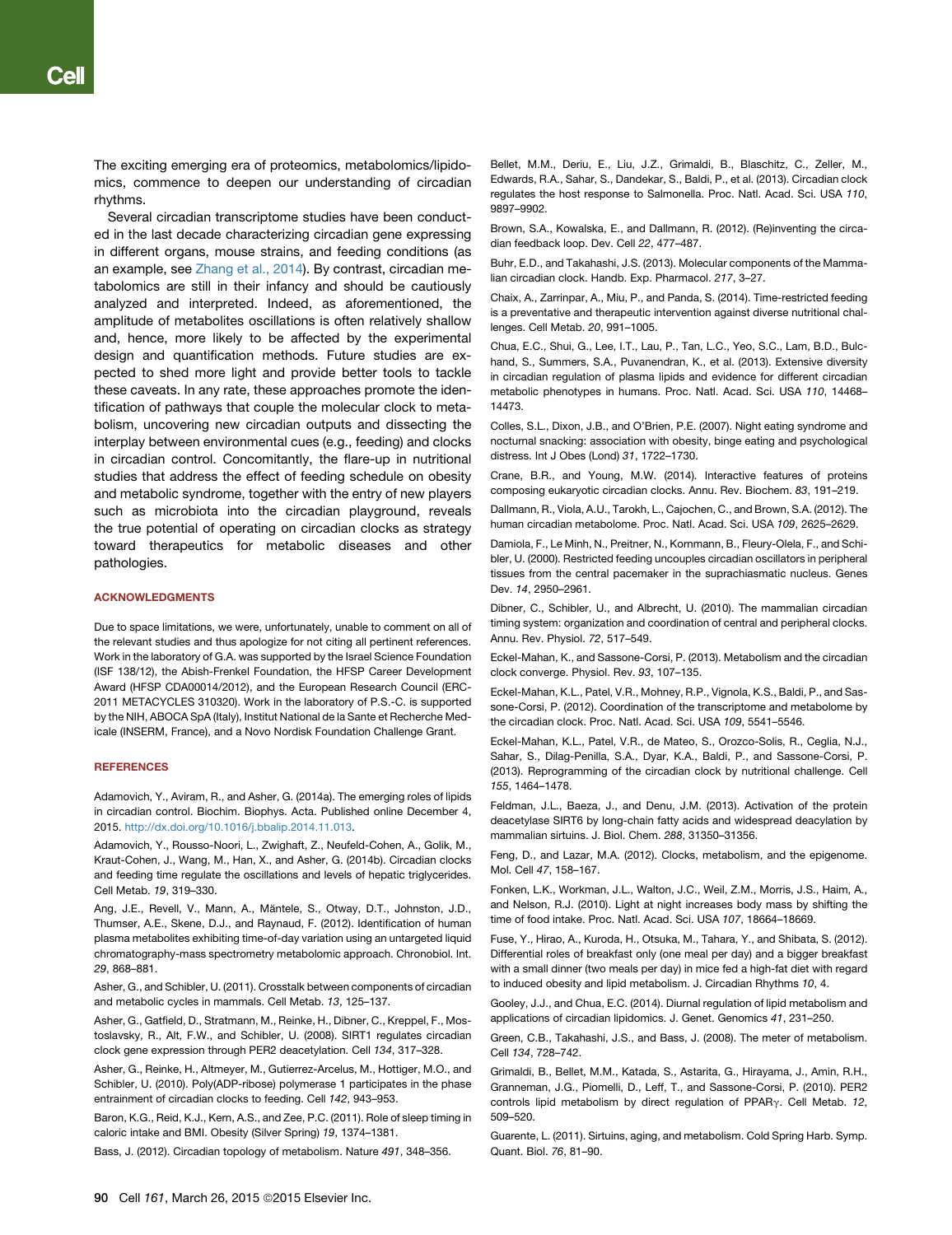The exciting emerging era of proteomics, metabolomics/lipidomics, commence to deepen our understanding of circadian rhythms.

Several circadian transcriptome studies have been conducted in the last decade characterizing circadian gene expressing in different organs, mouse strains, and feeding conditions (as an example, see Zhang et al., 2014). By contrast, circadian metabolomics are still in their infancy and should be cautiously analyzed and interpreted. Indeed, as aforementioned, the amplitude of metabolites oscillations is often relatively shallow and, hence, more likely to be affected by the experimental design and quantification methods. Future studies are expected to shed more light and provide better tools to tackle these caveats. In any rate, these approaches promote the identification of pathways that couple the molecular clock to metabolism, uncovering new circadian outputs and dissecting the interplay between environmental cues (e.g., feeding) and clocks in circadian control. Concomitantly, the flare-up in nutritional studies that address the effect of feeding schedule on obesity and metabolic syndrome, together with the entry of new players such as microbiota into the circadian playground, reveals the true potential of operating on circadian clocks as strategy toward therapeutics for metabolic diseases and other pathologies.

## ACKNOWLEDGMENTS

Due to space limitations, we were, unfortunately, unable to comment on all of the relevant studies and thus apologize for not citing all pertinent references. Work in the laboratory of G.A. was supported by the Israel Science Foundation (ISF 138/12), the Abish-Frenkel Foundation, the HFSP Career Development Award (HFSP CDA00014/2012), and the European Research Council (ERC-2011 METACYCLES 310320). Work in the laboratory of P.S.-C. is supported by the NIH, ABOCA SpA (Italy), Institut National de la Sante et Recherche Medicale (INSERM, France), and a Novo Nordisk Foundation Challenge Grant.

## REFERENCES

Adamovich, Y., Aviram, R., and Asher, G. (2014a). The emerging roles of lipids in circadian control. Biochim. Biophys. Acta. Published online December 4, 2015. http://dx.doi.org/10.1016/j.bbalip.2014.11.013.

Adamovich, Y., Rousso-Noori, L., Zwighaft, Z., Neufeld-Cohen, A., Golik, M., Kraut-Cohen, J., Wang, M., Han, X., and Asher, G. (2014b). Circadian clocks and feeding time regulate the oscillations and levels of hepatic triglycerides. Cell Metab. *19*, 319–330.

Ang, J.E., Revell, V., Mann, A., Mäntele, S., Otway, D.T., Johnston, J.D., Thumser, A.E., Skene, D.J., and Raynaud, F. (2012). Identification of human plasma metabolites exhibiting time-of-day variation using an untargeted liquid chromatography-mass spectrometry metabolomic approach. Chronobiol. Int. *29*, 868–881.

Asher, G., and Schibler, U. (2011). Crosstalk between components of circadian and metabolic cycles in mammals. Cell Metab. *13*, 125–137.

Asher, G., Gatfield, D., Stratmann, M., Reinke, H., Dibner, C., Kreppel, F., Mostoslavsky, R., Alt, F.W., and Schibler, U. (2008). SIRT1 regulates circadian clock gene expression through PER2 deacetylation. Cell *134*, 317–328.

Asher, G., Reinke, H., Altmeyer, M., Gutierrez-Arcelus, M., Hottiger, M.O., and Schibler, U. (2010). Poly(ADP-ribose) polymerase 1 participates in the phase entrainment of circadian clocks to feeding. Cell *142*, 943–953.

Baron, K.G., Reid, K.J., Kern, A.S., and Zee, P.C. (2011). Role of sleep timing in caloric intake and BMI. Obesity (Silver Spring) *19*, 1374–1381.

Bass, J. (2012). Circadian topology of metabolism. Nature *491*, 348–356.

Bellet, M.M., Deriu, E., Liu, J.Z., Grimaldi, B., Blaschitz, C., Zeller, M., Edwards, R.A., Sahar, S., Dandekar, S., Baldi, P., et al. (2013). Circadian clock regulates the host response to Salmonella. Proc. Natl. Acad. Sci. USA *110*, 9897–9902.

Brown, S.A., Kowalska, E., and Dallmann, R. (2012). (Re)inventing the circadian feedback loop. Dev. Cell *22*, 477–487.

Buhr, E.D., and Takahashi, J.S. (2013). Molecular components of the Mammalian circadian clock. Handb. Exp. Pharmacol. *217*, 3–27.

Chaix, A., Zarrinpar, A., Miu, P., and Panda, S. (2014). Time-restricted feeding is a preventative and therapeutic intervention against diverse nutritional challenges. Cell Metab. *20*, 991–1005.

Chua, E.C., Shui, G., Lee, I.T., Lau, P., Tan, L.C., Yeo, S.C., Lam, B.D., Bulchand, S., Summers, S.A., Puvanendran, K., et al. (2013). Extensive diversity in circadian regulation of plasma lipids and evidence for different circadian metabolic phenotypes in humans. Proc. Natl. Acad. Sci. USA *110*, 14468–14473.

Colles, S.L., Dixon, J.B., and O'Brien, P.E. (2007). Night eating syndrome and nocturnal snacking: association with obesity, binge eating and psychological distress. Int J Obes (Lond) *31*, 1722–1730.

Crane, B.R., and Young, M.W. (2014). Interactive features of proteins composing eukaryotic circadian clocks. Annu. Rev. Biochem. *83*, 191–219.

Dallmann, R., Viola, A.U., Tarokh, L., Cajochen, C., and Brown, S.A. (2012). The human circadian metabolome. Proc. Natl. Acad. Sci. USA *109*, 2625–2629.

Damiola, F., Le Minh, N., Preitner, N., Kornmann, B., Fleury-Olela, F., and Schibler, U. (2000). Restricted feeding uncouples circadian oscillators in peripheral tissues from the central pacemaker in the suprachiasmatic nucleus. Genes Dev. *14*, 2950–2961.

Dibner, C., Schibler, U., and Albrecht, U. (2010). The mammalian circadian timing system: organization and coordination of central and peripheral clocks. Annu. Rev. Physiol. *72*, 517–549.

Eckel-Mahan, K., and Sassone-Corsi, P. (2013). Metabolism and the circadian clock converge. Physiol. Rev. *93*, 107–135.

Eckel-Mahan, K.L., Patel, V.R., Mohney, R.P., Vignola, K.S., Baldi, P., and Sassone-Corsi, P. (2012). Coordination of the transcriptome and metabolome by the circadian clock. Proc. Natl. Acad. Sci. USA *109*, 5541–5546.

Eckel-Mahan, K.L., Patel, V.R., de Mateo, S., Orozco-Solis, R., Ceglia, N.J., Sahar, S., Dilag-Penilla, S.A., Dyar, K.A., Baldi, P., and Sassone-Corsi, P. (2013). Reprogramming of the circadian clock by nutritional challenge. Cell *155*, 1464–1478.

Feldman, J.L., Baeza, J., and Denu, J.M. (2013). Activation of the protein deacetylase SIRT6 by long-chain fatty acids and widespread deacylation by mammalian sirtuins. J. Biol. Chem. *288*, 31350–31356.

Feng, D., and Lazar, M.A. (2012). Clocks, metabolism, and the epigenome. Mol. Cell *47*, 158–167.

Fonken, L.K., Workman, J.L., Walton, J.C., Weil, Z.M., Morris, J.S., Haim, A., and Nelson, R.J. (2010). Light at night increases body mass by shifting the time of food intake. Proc. Natl. Acad. Sci. USA *107*, 18664–18669.

Fuse, Y., Hirao, A., Kuroda, H., Otsuka, M., Tahara, Y., and Shibata, S. (2012). Differential roles of breakfast only (one meal per day) and a bigger breakfast with a small dinner (two meals per day) in mice fed a high-fat diet with regard to induced obesity and lipid metabolism. J. Circadian Rhythms *10*, 4.

Gooley, J.J., and Chua, E.C. (2014). Diurnal regulation of lipid metabolism and applications of circadian lipidomics. J. Genet. Genomics *41*, 231–250.

Green, C.B., Takahashi, J.S., and Bass, J. (2008). The meter of metabolism. Cell *134*, 728–742.

Grimaldi, B., Bellet, M.M., Katada, S., Astarita, G., Hirayama, J., Amin, R.H., Granneman, J.G., Piomelli, D., Leff, T., and Sassone-Corsi, P. (2010). PER2 controls lipid metabolism by direct regulation of PPARγ. Cell Metab. *12*, 509–520.

Guarente, L. (2011). Sirtuins, aging, and metabolism. Cold Spring Harb. Symp. Quant. Biol. *76*, 81–90.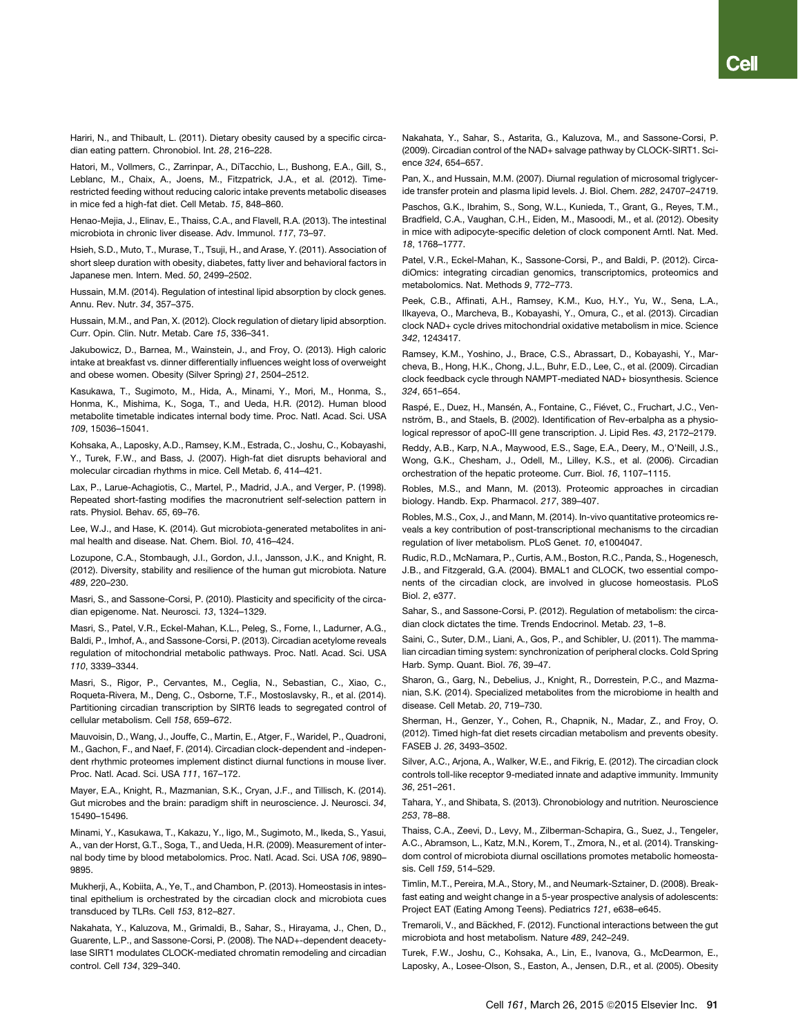Hariri, N., and Thibault, L. (2011). Dietary obesity caused by a specific circadian eating pattern. Chronobiol. Int. *28*, 216–228.

Hatori, M., Vollmers, C., Zarrinpar, A., DiTacchio, L., Bushong, E.A., Gill, S., Leblanc, M., Chaix, A., Joens, M., Fitzpatrick, J.A., et al. (2012). Time-restricted feeding without reducing caloric intake prevents metabolic diseases in mice fed a high-fat diet. Cell Metab. *15*, 848–860.

Henao-Mejia, J., Elinav, E., Thaiss, C.A., and Flavell, R.A. (2013). The intestinal microbiota in chronic liver disease. Adv. Immunol. *117*, 73–97.

Hsieh, S.D., Muto, T., Murase, T., Tsuji, H., and Arase, Y. (2011). Association of short sleep duration with obesity, diabetes, fatty liver and behavioral factors in Japanese men. Intern. Med. *50*, 2499–2502.

Hussain, M.M. (2014). Regulation of intestinal lipid absorption by clock genes. Annu. Rev. Nutr. *34*, 357–375.

Hussain, M.M., and Pan, X. (2012). Clock regulation of dietary lipid absorption. Curr. Opin. Clin. Nutr. Metab. Care *15*, 336–341.

Jakubowicz, D., Barnea, M., Wainstein, J., and Froy, O. (2013). High caloric intake at breakfast vs. dinner differentially influences weight loss of overweight and obese women. Obesity (Silver Spring) *21*, 2504–2512.

Kasukawa, T., Sugimoto, M., Hida, A., Minami, Y., Mori, M., Honma, S., Honma, K., Mishima, K., Soga, T., and Ueda, H.R. (2012). Human blood metabolite timetable indicates internal body time. Proc. Natl. Acad. Sci. USA *109*, 15036–15041.

Kohsaka, A., Laposky, A.D., Ramsey, K.M., Estrada, C., Joshu, C., Kobayashi, Y., Turek, F.W., and Bass, J. (2007). High-fat diet disrupts behavioral and molecular circadian rhythms in mice. Cell Metab. *6*, 414–421.

Lax, P., Larue-Achagiotis, C., Martel, P., Madrid, J.A., and Verger, P. (1998). Repeated short-fasting modifies the macronutrient self-selection pattern in rats. Physiol. Behav. *65*, 69–76.

Lee, W.J., and Hase, K. (2014). Gut microbiota-generated metabolites in animal health and disease. Nat. Chem. Biol. *10*, 416–424.

Lozupone, C.A., Stombaugh, J.I., Gordon, J.I., Jansson, J.K., and Knight, R. (2012). Diversity, stability and resilience of the human gut microbiota. Nature *489*, 220–230.

Masri, S., and Sassone-Corsi, P. (2010). Plasticity and specificity of the circadian epigenome. Nat. Neurosci. *13*, 1324–1329.

Masri, S., Patel, V.R., Eckel-Mahan, K.L., Peleg, S., Forne, I., Ladurner, A.G., Baldi, P., Imhof, A., and Sassone-Corsi, P. (2013). Circadian acetylome reveals regulation of mitochondrial metabolic pathways. Proc. Natl. Acad. Sci. USA *110*, 3339–3344.

Masri, S., Rigor, P., Cervantes, M., Ceglia, N., Sebastian, C., Xiao, C., Roqueta-Rivera, M., Deng, C., Osborne, T.F., Mostoslavsky, R., et al. (2014). Partitioning circadian transcription by SIRT6 leads to segregated control of cellular metabolism. Cell *158*, 659–672.

Mauvoisin, D., Wang, J., Jouffe, C., Martin, E., Atger, F., Waridel, P., Quadroni, M., Gachon, F., and Naef, F. (2014). Circadian clock-dependent and -independent rhythmic proteomes implement distinct diurnal functions in mouse liver. Proc. Natl. Acad. Sci. USA *111*, 167–172.

Mayer, E.A., Knight, R., Mazmanian, S.K., Cryan, J.F., and Tillisch, K. (2014). Gut microbes and the brain: paradigm shift in neuroscience. J. Neurosci. *34*, 15490–15496.

Minami, Y., Kasukawa, T., Kakazu, Y., Iigo, M., Sugimoto, M., Ikeda, S., Yasui, A., van der Horst, G.T., Soga, T., and Ueda, H.R. (2009). Measurement of internal body time by blood metabolomics. Proc. Natl. Acad. Sci. USA *106*, 9890–9895.

Mukherji, A., Kobiita, A., Ye, T., and Chambon, P. (2013). Homeostasis in intestinal epithelium is orchestrated by the circadian clock and microbiota cues transduced by TLRs. Cell *153*, 812–827.

Nakahata, Y., Kaluzova, M., Grimaldi, B., Sahar, S., Hirayama, J., Chen, D., Guarente, L.P., and Sassone-Corsi, P. (2008). The NAD+-dependent deacetylase SIRT1 modulates CLOCK-mediated chromatin remodeling and circadian control. Cell *134*, 329–340.

Nakahata, Y., Sahar, S., Astarita, G., Kaluzova, M., and Sassone-Corsi, P. (2009). Circadian control of the NAD+ salvage pathway by CLOCK-SIRT1. Science *324*, 654–657.

Pan, X., and Hussain, M.M. (2007). Diurnal regulation of microsomal triglyceride transfer protein and plasma lipid levels. J. Biol. Chem. *282*, 24707–24719.

Paschos, G.K., Ibrahim, S., Song, W.L., Kunieda, T., Grant, G., Reyes, T.M., Bradfield, C.A., Vaughan, C.H., Eiden, M., Masoodi, M., et al. (2012). Obesity in mice with adipocyte-specific deletion of clock component Arntl. Nat. Med. *18*, 1768–1777.

Patel, V.R., Eckel-Mahan, K., Sassone-Corsi, P., and Baldi, P. (2012). CircadiOmics: integrating circadian genomics, transcriptomics, proteomics and metabolomics. Nat. Methods *9*, 772–773.

Peek, C.B., Affinati, A.H., Ramsey, K.M., Kuo, H.Y., Yu, W., Sena, L.A., Ilkayeva, O., Marcheva, B., Kobayashi, Y., Omura, C., et al. (2013). Circadian clock NAD+ cycle drives mitochondrial oxidative metabolism in mice. Science *342*, 1243417.

Ramsey, K.M., Yoshino, J., Brace, C.S., Abrassart, D., Kobayashi, Y., Marcheva, B., Hong, H.K., Chong, J.L., Buhr, E.D., Lee, C., et al. (2009). Circadian clock feedback cycle through NAMPT-mediated NAD+ biosynthesis. Science *324*, 651–654.

Raspé, E., Duez, H., Mansén, A., Fontaine, C., Fiévet, C., Fruchart, J.C., Vennström, B., and Staels, B. (2002). Identification of Rev-erbalpha as a physiological repressor of apoC-III gene transcription. J. Lipid Res. *43*, 2172–2179.

Reddy, A.B., Karp, N.A., Maywood, E.S., Sage, E.A., Deery, M., O'Neill, J.S., Wong, G.K., Chesham, J., Odell, M., Lilley, K.S., et al. (2006). Circadian orchestration of the hepatic proteome. Curr. Biol. *16*, 1107–1115.

Robles, M.S., and Mann, M. (2013). Proteomic approaches in circadian biology. Handb. Exp. Pharmacol. *217*, 389–407.

Robles, M.S., Cox, J., and Mann, M. (2014). In-vivo quantitative proteomics reveals a key contribution of post-transcriptional mechanisms to the circadian regulation of liver metabolism. PLoS Genet. *10*, e1004047.

Rudic, R.D., McNamara, P., Curtis, A.M., Boston, R.C., Panda, S., Hogenesch, J.B., and Fitzgerald, G.A. (2004). BMAL1 and CLOCK, two essential components of the circadian clock, are involved in glucose homeostasis. PLoS Biol. *2*, e377.

Sahar, S., and Sassone-Corsi, P. (2012). Regulation of metabolism: the circadian clock dictates the time. Trends Endocrinol. Metab. *23*, 1–8.

Saini, C., Suter, D.M., Liani, A., Gos, P., and Schibler, U. (2011). The mammalian circadian timing system: synchronization of peripheral clocks. Cold Spring Harb. Symp. Quant. Biol. *76*, 39–47.

Sharon, G., Garg, N., Debelius, J., Knight, R., Dorrestein, P.C., and Mazmanian, S.K. (2014). Specialized metabolites from the microbiome in health and disease. Cell Metab. *20*, 719–730.

Sherman, H., Genzer, Y., Cohen, R., Chapnik, N., Madar, Z., and Froy, O. (2012). Timed high-fat diet resets circadian metabolism and prevents obesity. FASEB J. *26*, 3493–3502.

Silver, A.C., Arjona, A., Walker, W.E., and Fikrig, E. (2012). The circadian clock controls toll-like receptor 9-mediated innate and adaptive immunity. Immunity *36*, 251–261.

Tahara, Y., and Shibata, S. (2013). Chronobiology and nutrition. Neuroscience *253*, 78–88.

Thaiss, C.A., Zeevi, D., Levy, M., Zilberman-Schapira, G., Suez, J., Tengeler, A.C., Abramson, L., Katz, M.N., Korem, T., Zmora, N., et al. (2014). Transkingdom control of microbiota diurnal oscillations promotes metabolic homeostasis. Cell *159*, 514–529.

Timlin, M.T., Pereira, M.A., Story, M., and Neumark-Sztainer, D. (2008). Breakfast eating and weight change in a 5-year prospective analysis of adolescents: Project EAT (Eating Among Teens). Pediatrics *121*, e638–e645.

Tremaroli, V., and Bäckhed, F. (2012). Functional interactions between the gut microbiota and host metabolism. Nature *489*, 242–249.

Turek, F.W., Joshu, C., Kohsaka, A., Lin, E., Ivanova, G., McDearmon, E., Laposky, A., Losee-Olson, S., Easton, A., Jensen, D.R., et al. (2005). Obesity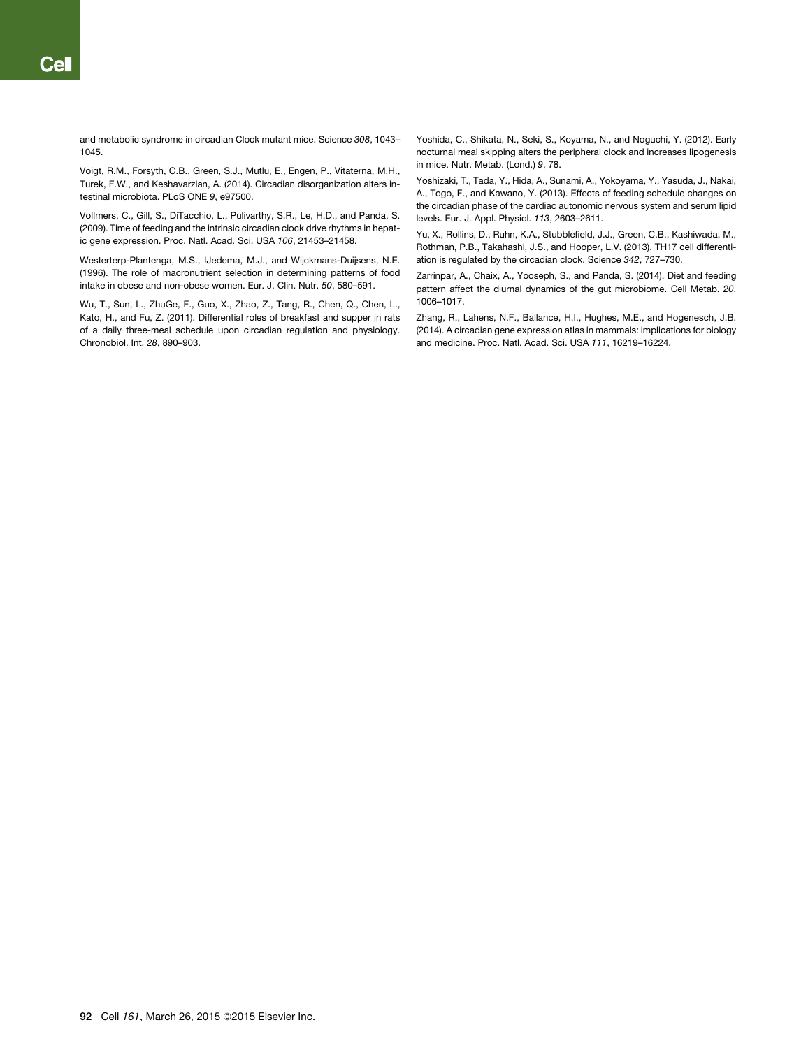and metabolic syndrome in circadian Clock mutant mice. Science *308*, 1043–1045.

Voigt, R.M., Forsyth, C.B., Green, S.J., Mutlu, E., Engen, P., Vitaterna, M.H., Turek, F.W., and Keshavarzian, A. (2014). Circadian disorganization alters intestinal microbiota. PLoS ONE *9*, e97500.

Vollmers, C., Gill, S., DiTacchio, L., Pulivarthy, S.R., Le, H.D., and Panda, S. (2009). Time of feeding and the intrinsic circadian clock drive rhythms in hepatic gene expression. Proc. Natl. Acad. Sci. USA *106*, 21453–21458.

Westerterp-Plantenga, M.S., IJedema, M.J., and Wijckmans-Duijsens, N.E. (1996). The role of macronutrient selection in determining patterns of food intake in obese and non-obese women. Eur. J. Clin. Nutr. *50*, 580–591.

Wu, T., Sun, L., ZhuGe, F., Guo, X., Zhao, Z., Tang, R., Chen, Q., Chen, L., Kato, H., and Fu, Z. (2011). Differential roles of breakfast and supper in rats of a daily three-meal schedule upon circadian regulation and physiology. Chronobiol. Int. *28*, 890–903.

Yoshida, C., Shikata, N., Seki, S., Koyama, N., and Noguchi, Y. (2012). Early nocturnal meal skipping alters the peripheral clock and increases lipogenesis in mice. Nutr. Metab. (Lond.) *9*, 78.

Yoshizaki, T., Tada, Y., Hida, A., Sunami, A., Yokoyama, Y., Yasuda, J., Nakai, A., Togo, F., and Kawano, Y. (2013). Effects of feeding schedule changes on the circadian phase of the cardiac autonomic nervous system and serum lipid levels. Eur. J. Appl. Physiol. *113*, 2603–2611.

Yu, X., Rollins, D., Ruhn, K.A., Stubblefield, J.J., Green, C.B., Kashiwada, M., Rothman, P.B., Takahashi, J.S., and Hooper, L.V. (2013). TH17 cell differentiation is regulated by the circadian clock. Science *342*, 727–730.

Zarrinpar, A., Chaix, A., Yooseph, S., and Panda, S. (2014). Diet and feeding pattern affect the diurnal dynamics of the gut microbiome. Cell Metab. *20*, 1006–1017.

Zhang, R., Lahens, N.F., Ballance, H.I., Hughes, M.E., and Hogenesch, J.B. (2014). A circadian gene expression atlas in mammals: implications for biology and medicine. Proc. Natl. Acad. Sci. USA *111*, 16219–16224.